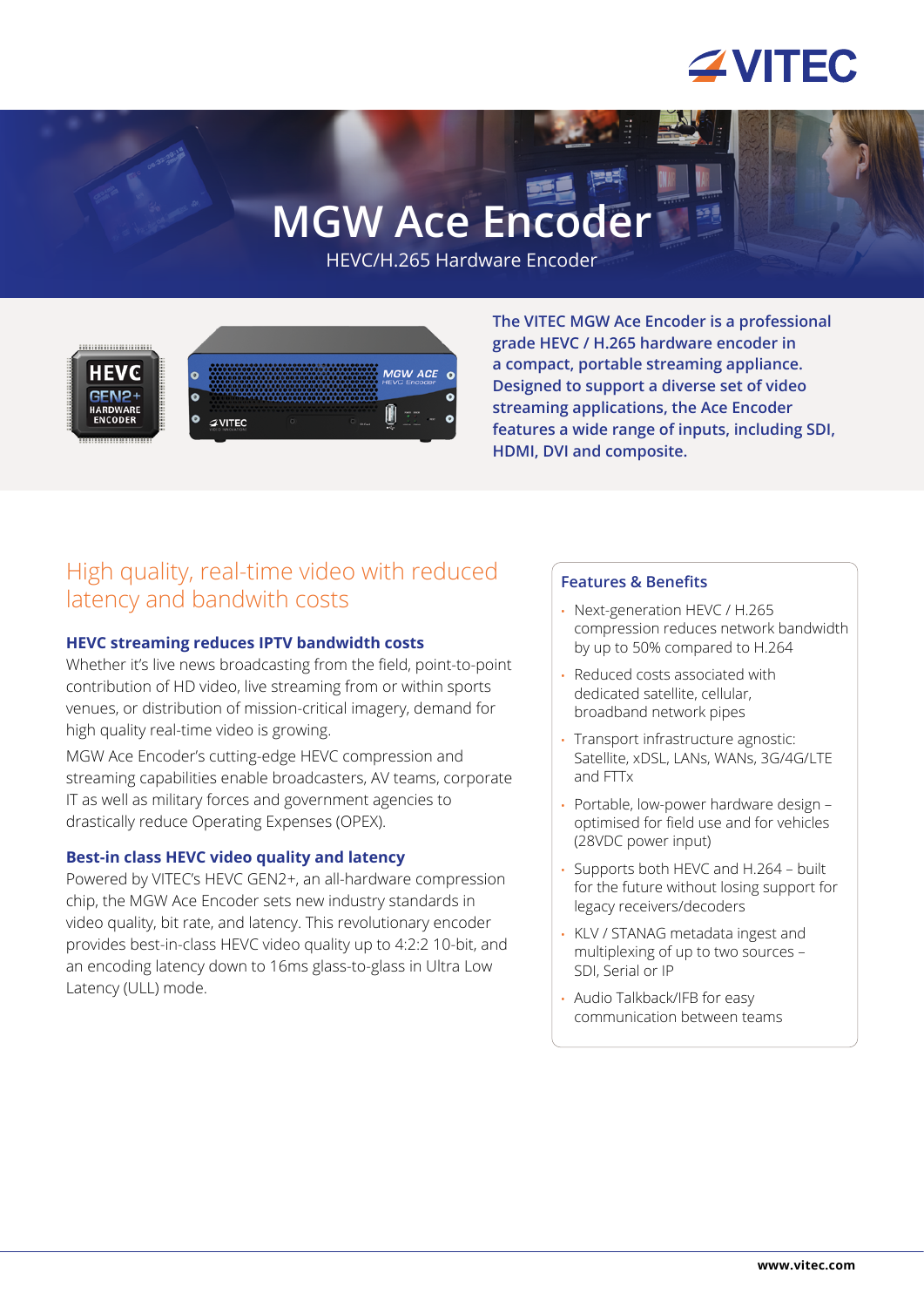# MGW Ace Encoder

HEVC/H.265 Hardware Encoder

**The VITEC MGW Ace Encoder is a professional grade HEVC / H.265 hardware encoder in a compact, portable streaming appliance. Designed to support a diverse set of video streaming applications, the Ace Encoder features a wide range of inputs, including SDI, HDMI, DVI and composite.**

## High quality, real-time video with reduced latency and bandwidth costs

### HEVC streaming reduces IPTV bandwidth costs

Whether it's live news broadcasting from the field, point-to-point contribution of HD video, live streaming from or within sports venues, or distribution of mission-critical imagery, demand for high quality real-time video is growing.

MGW Ace Encoder's cutting-edge HEVC compression and streaming capabilities enable broadcasters, AV teams, corporate IT as well as military forces and government agencies to drastically reduce Operating Expenses (OPEX).

### Best-in class HEVC video quality and latency

Powered by VITEC's HEVC GEN2+, an all-hardware compression chip, the MGW Ace Encoder sets new industry standards in video quality, bit rate, and latency. This revolutionary encoder provides best-in-class HEVC video quality up to 4:2:2 10-bit, and an encoding latency down to 16ms glass-to-glass in Ultra Low Latency (ULL) mode.

### Features & Benefits

- Next-generation HEVC / H.265 compression reduces network bandwidth by up to 50% compared to H.264
- Reduced costs associated with dedicated satellite, cellular, broadband network pipes
- Transport infrastructure agnostic: Satellite, xDSL, LANs, WANs, 3G/4G/LTE and FTTx
- Portable, low-power hardware design – optimised for field use and for vehicles (28VDC power input)
- Supports both HEVC and H.264 – built for the future without losing support for legacy receivers/decoders
- KLV / STANAG metadata ingest and multiplexing of up to two sources – SDI, Serial or IP
- Audio Talkback/IFB for easy communication between teams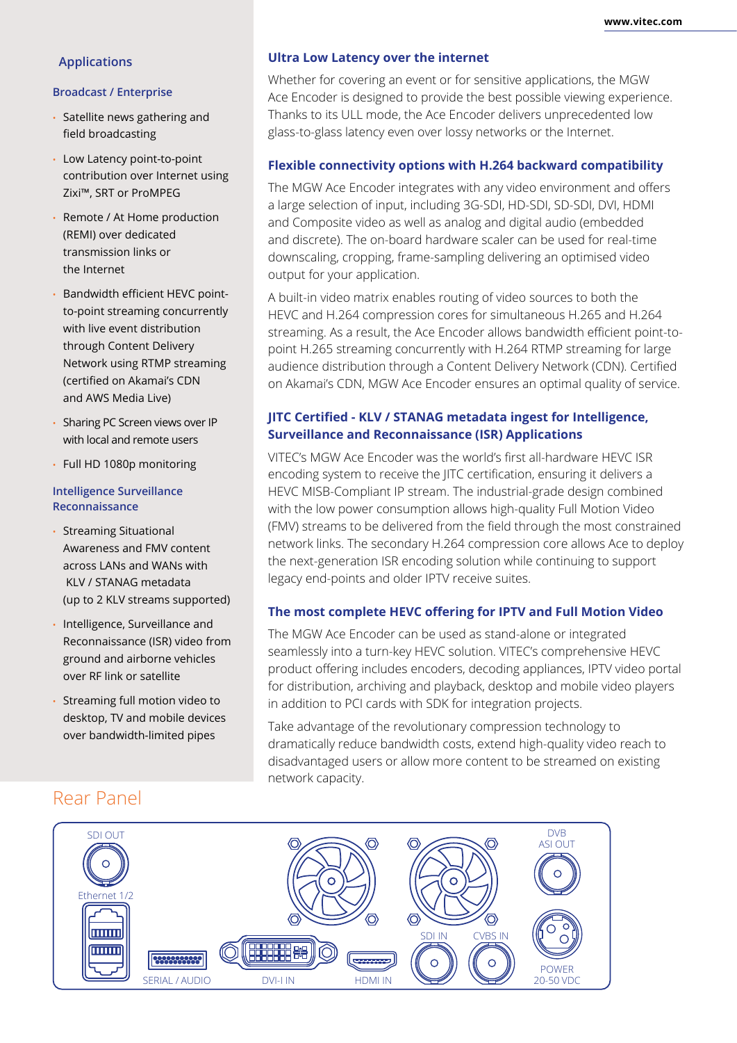## Applications

### Broadcast / Enterprise

- Satellite news gathering and field broadcasting
- Low Latency point-to-point contribution over Internet using Zixi™, SRT or ProMPEG
- Remote / At Home production (REMI) over dedicated transmission links or the Internet
- Bandwidth efficient HEVC point-to-point streaming concurrently with live event distribution through Content Delivery Network using RTMP streaming (certified on Akamai's CDN and AWS Media Live)
- Sharing PC Screen views over IP with local and remote users
- Full HD 1080p monitoring

### Intelligence Surveillance Reconnaissance

- Streaming Situational Awareness and FMV content across LANs and WANs with KLV / STANAG metadata (up to 2 KLV streams supported)
- Intelligence, Surveillance and Reconnaissance (ISR) video from ground and airborne vehicles over RF link or satellite
- Streaming full motion video to desktop, TV and mobile devices over bandwidth-limited pipes

### Ultra Low Latency over the internet

Whether for covering an event or for sensitive applications, the MGW Ace Encoder is designed to provide the best possible viewing experience. Thanks to its ULL mode, the Ace Encoder delivers unprecedented low glass-to-glass latency even over lossy networks or the Internet.

### Flexible connectivity options with H.264 backward compatibility

The MGW Ace Encoder integrates with any video environment and offers a large selection of input, including 3G-SDI, HD-SDI, SD-SDI, DVI, HDMI and Composite video as well as analog and digital audio (embedded and discrete). The on-board hardware scaler can be used for real-time downscaling, cropping, frame-sampling delivering an optimised video output for your application.

A built-in video matrix enables routing of video sources to both the HEVC and H.264 compression cores for simultaneous H.265 and H.264 streaming. As a result, the Ace Encoder allows bandwidth efficient point-to-point H.265 streaming concurrently with H.264 RTMP streaming for large audience distribution through a Content Delivery Network (CDN). Certified on Akamai's CDN, MGW Ace Encoder ensures an optimal quality of service.

### JITC Certified - KLV / STANAG metadata ingest for Intelligence, Surveillance and Reconnaissance (ISR) Applications

VITEC's MGW Ace Encoder was the world's first all-hardware HEVC ISR encoding system to receive the JITC certification, ensuring it delivers a HEVC MISB-Compliant IP stream. The industrial-grade design combined with the low power consumption allows high-quality Full Motion Video (FMV) streams to be delivered from the field through the most constrained network links. The secondary H.264 compression core allows Ace to deploy the next-generation ISR encoding solution while continuing to support legacy end-points and older IPTV receive suites.

### The most complete HEVC offering for IPTV and Full Motion Video

The MGW Ace Encoder can be used as stand-alone or integrated seamlessly into a turn-key HEVC solution. VITEC's comprehensive HEVC product offering includes encoders, decoding appliances, IPTV video portal for distribution, archiving and playback, desktop and mobile video players in addition to PCI cards with SDK for integration projects.

Take advantage of the revolutionary compression technology to dramatically reduce bandwidth costs, extend high-quality video reach to disadvantaged users or allow more content to be streamed on existing network capacity.

## Rear Panel

SDI OUT · Ethernet 1/2 · SERIAL / AUDIO · DVI-I IN · HDMI IN · SDI IN · CVBS IN · DVB ASI OUT · POWER 20-50 VDC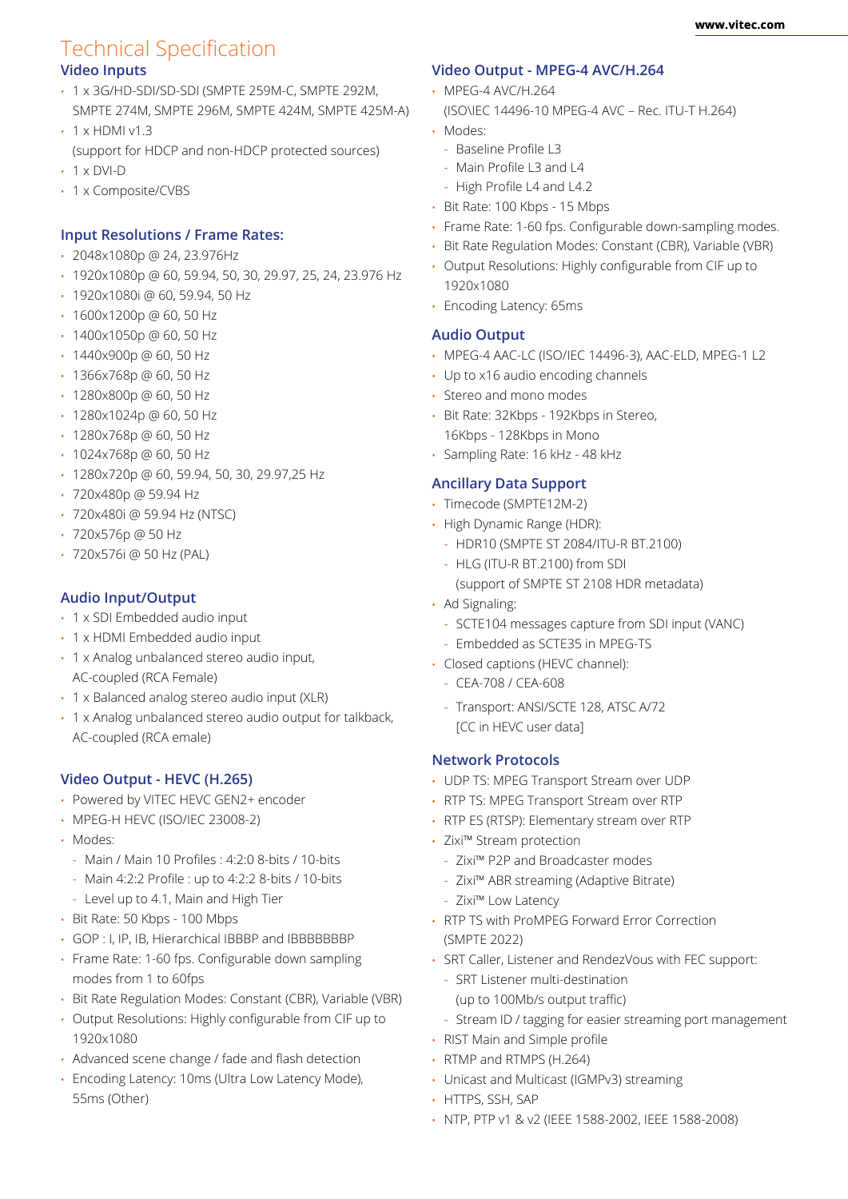# Technical Specification

## Video Inputs

- 1 x 3G/HD-SDI/SD-SDI (SMPTE 259M-C, SMPTE 292M, SMPTE 274M, SMPTE 296M, SMPTE 424M, SMPTE 425M-A)
- 1 x HDMI v1.3 (support for HDCP and non-HDCP protected sources)
- 1 x DVI-D
- 1 x Composite/CVBS

## Input Resolutions / Frame Rates:

- 2048x1080p @ 24, 23.976Hz
- 1920x1080p @ 60, 59.94, 50, 30, 29.97, 25, 24, 23.976 Hz
- 1920x1080i @ 60, 59.94, 50 Hz
- 1600x1200p @ 60, 50 Hz
- 1400x1050p @ 60, 50 Hz
- 1440x900p @ 60, 50 Hz
- 1366x768p @ 60, 50 Hz
- 1280x800p @ 60, 50 Hz
- 1280x1024p @ 60, 50 Hz
- 1280x768p @ 60, 50 Hz
- 1024x768p @ 60, 50 Hz
- 1280x720p @ 60, 59.94, 50, 30, 29.97,25 Hz
- 720x480p @ 59.94 Hz
- 720x480i @ 59.94 Hz (NTSC)
- 720x576p @ 50 Hz
- 720x576i @ 50 Hz (PAL)

## Audio Input/Output

- 1 x SDI Embedded audio input
- 1 x HDMI Embedded audio input
- 1 x Analog unbalanced stereo audio input, AC-coupled (RCA Female)
- 1 x Balanced analog stereo audio input (XLR)
- 1 x Analog unbalanced stereo audio output for talkback, AC-coupled (RCA emale)

## Video Output - HEVC (H.265)

- Powered by VITEC HEVC GEN2+ encoder
- MPEG-H HEVC (ISO/IEC 23008-2)
- Modes:
  - Main / Main 10 Profiles : 4:2:0 8-bits / 10-bits
  - Main 4:2:2 Profile : up to 4:2:2 8-bits / 10-bits
  - Level up to 4.1, Main and High Tier
- Bit Rate: 50 Kbps - 100 Mbps
- GOP : I, IP, IB, Hierarchical IBBBP and IBBBBBBBP
- Frame Rate: 1-60 fps. Configurable down sampling modes from 1 to 60fps
- Bit Rate Regulation Modes: Constant (CBR), Variable (VBR)
- Output Resolutions: Highly configurable from CIF up to 1920x1080
- Advanced scene change / fade and flash detection
- Encoding Latency: 10ms (Ultra Low Latency Mode), 55ms (Other)

## Video Output - MPEG-4 AVC/H.264

- MPEG-4 AVC/H.264 (ISO\IEC 14496-10 MPEG-4 AVC – Rec. ITU-T H.264)
- Modes:
  - Baseline Profile L3
  - Main Profile L3 and L4
  - High Profile L4 and L4.2
- Bit Rate: 100 Kbps - 15 Mbps
- Frame Rate: 1-60 fps. Configurable down-sampling modes.
- Bit Rate Regulation Modes: Constant (CBR), Variable (VBR)
- Output Resolutions: Highly configurable from CIF up to 1920x1080
- Encoding Latency: 65ms

## Audio Output

- MPEG-4 AAC-LC (ISO/IEC 14496-3), AAC-ELD, MPEG-1 L2
- Up to x16 audio encoding channels
- Stereo and mono modes
- Bit Rate: 32Kbps - 192Kbps in Stereo, 16Kbps - 128Kbps in Mono
- Sampling Rate: 16 kHz - 48 kHz

## Ancillary Data Support

- Timecode (SMPTE12M-2)
- High Dynamic Range (HDR):
  - HDR10 (SMPTE ST 2084/ITU-R BT.2100)
  - HLG (ITU-R BT.2100) from SDI (support of SMPTE ST 2108 HDR metadata)
- Ad Signaling:
  - SCTE104 messages capture from SDI input (VANC)
  - Embedded as SCTE35 in MPEG-TS
- Closed captions (HEVC channel):
  - CEA-708 / CEA-608
  - Transport: ANSI/SCTE 128, ATSC A/72 [CC in HEVC user data]

## Network Protocols

- UDP TS: MPEG Transport Stream over UDP
- RTP TS: MPEG Transport Stream over RTP
- RTP ES (RTSP): Elementary stream over RTP
- Zixi™ Stream protection
  - Zixi™ P2P and Broadcaster modes
  - Zixi™ ABR streaming (Adaptive Bitrate)
  - Zixi™ Low Latency
- RTP TS with ProMPEG Forward Error Correction (SMPTE 2022)
- SRT Caller, Listener and RendezVous with FEC support:
  - SRT Listener multi-destination (up to 100Mb/s output traffic)
  - Stream ID / tagging for easier streaming port management
- RIST Main and Simple profile
- RTMP and RTMPS (H.264)
- Unicast and Multicast (IGMPv3) streaming
- HTTPS, SSH, SAP
- NTP, PTP v1 & v2 (IEEE 1588-2002, IEEE 1588-2008)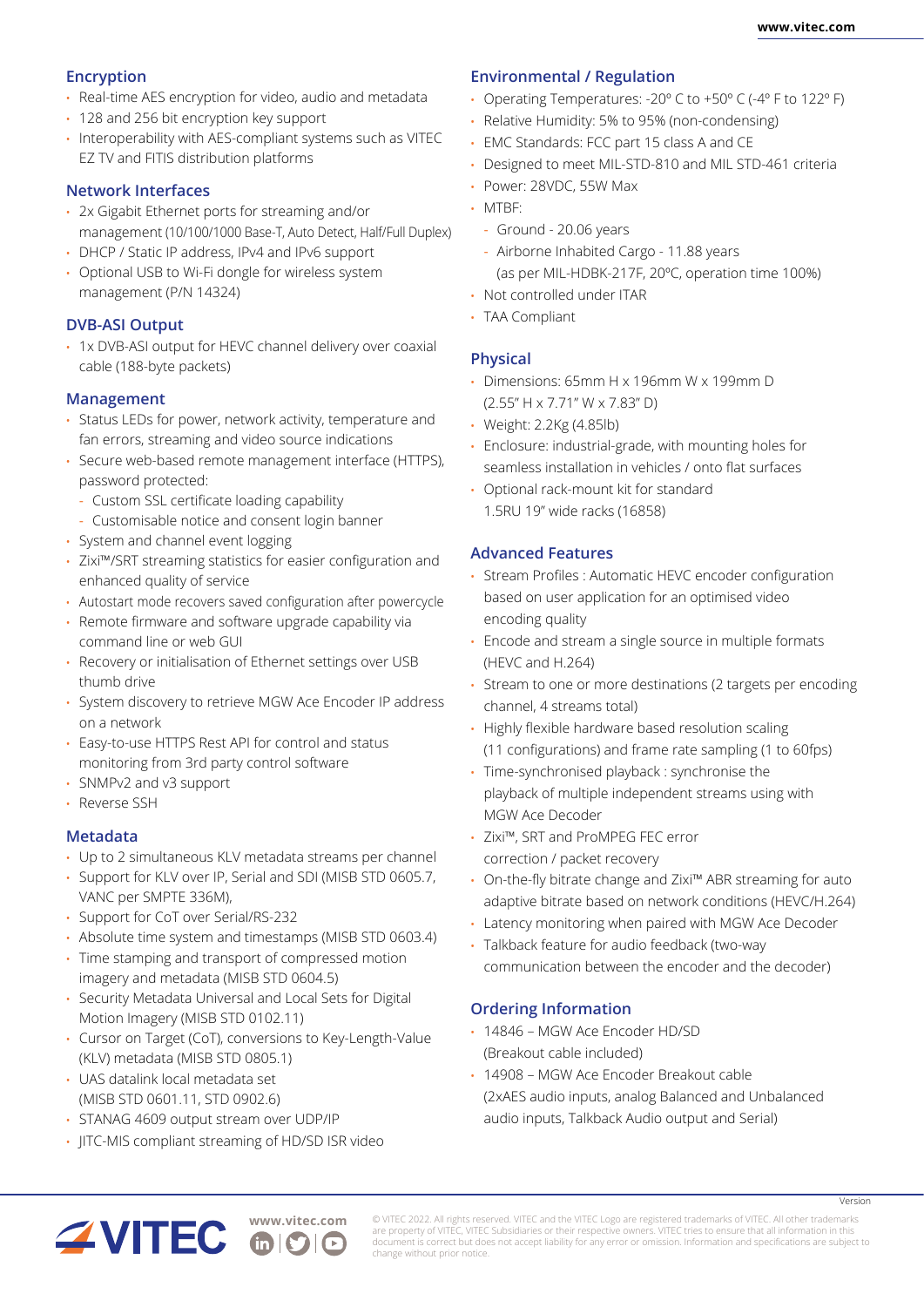## Encryption

- Real-time AES encryption for video, audio and metadata
- 128 and 256 bit encryption key support
- Interoperability with AES-compliant systems such as VITEC EZ TV and FITIS distribution platforms

## Network Interfaces

- 2x Gigabit Ethernet ports for streaming and/or management (10/100/1000 Base-T, Auto Detect, Half/Full Duplex)
- DHCP / Static IP address, IPv4 and IPv6 support
- Optional USB to Wi-Fi dongle for wireless system management (P/N 14324)

## DVB-ASI Output

- 1x DVB-ASI output for HEVC channel delivery over coaxial cable (188-byte packets)

## Management

- Status LEDs for power, network activity, temperature and fan errors, streaming and video source indications
- Secure web-based remote management interface (HTTPS), password protected:
  - Custom SSL certificate loading capability
  - Customisable notice and consent login banner
- System and channel event logging
- Zixi™/SRT streaming statistics for easier configuration and enhanced quality of service
- Autostart mode recovers saved configuration after powercycle
- Remote firmware and software upgrade capability via command line or web GUI
- Recovery or initialisation of Ethernet settings over USB thumb drive
- System discovery to retrieve MGW Ace Encoder IP address on a network
- Easy-to-use HTTPS Rest API for control and status monitoring from 3rd party control software
- SNMPv2 and v3 support
- Reverse SSH

## Metadata

- Up to 2 simultaneous KLV metadata streams per channel
- Support for KLV over IP, Serial and SDI (MISB STD 0605.7, VANC per SMPTE 336M),
- Support for CoT over Serial/RS-232
- Absolute time system and timestamps (MISB STD 0603.4)
- Time stamping and transport of compressed motion imagery and metadata (MISB STD 0604.5)
- Security Metadata Universal and Local Sets for Digital Motion Imagery (MISB STD 0102.11)
- Cursor on Target (CoT), conversions to Key-Length-Value (KLV) metadata (MISB STD 0805.1)
- UAS datalink local metadata set (MISB STD 0601.11, STD 0902.6)
- STANAG 4609 output stream over UDP/IP
- JITC-MIS compliant streaming of HD/SD ISR video

## Environmental / Regulation

- Operating Temperatures: -20º C to +50º C (-4º F to 122º F)
- Relative Humidity: 5% to 95% (non-condensing)
- EMC Standards: FCC part 15 class A and CE
- Designed to meet MIL-STD-810 and MIL STD-461 criteria
- Power: 28VDC, 55W Max
- MTBF:
  - Ground - 20.06 years
  - Airborne Inhabited Cargo - 11.88 years (as per MIL-HDBK-217F, 20ºC, operation time 100%)
- Not controlled under ITAR
- TAA Compliant

## Physical

- Dimensions: 65mm H x 196mm W x 199mm D (2.55" H x 7.71" W x 7.83" D)
- Weight: 2.2Kg (4.85lb)
- Enclosure: industrial-grade, with mounting holes for seamless installation in vehicles / onto flat surfaces
- Optional rack-mount kit for standard 1.5RU 19" wide racks (16858)

## Advanced Features

- Stream Profiles : Automatic HEVC encoder configuration based on user application for an optimised video encoding quality
- Encode and stream a single source in multiple formats (HEVC and H.264)
- Stream to one or more destinations (2 targets per encoding channel, 4 streams total)
- Highly flexible hardware based resolution scaling (11 configurations) and frame rate sampling (1 to 60fps)
- Time-synchronised playback : synchronise the playback of multiple independent streams using with MGW Ace Decoder
- Zixi™, SRT and ProMPEG FEC error correction / packet recovery
- On-the-fly bitrate change and Zixi™ ABR streaming for auto adaptive bitrate based on network conditions (HEVC/H.264)
- Latency monitoring when paired with MGW Ace Decoder
- Talkback feature for audio feedback (two-way communication between the encoder and the decoder)

## Ordering Information

- 14846 – MGW Ace Encoder HD/SD (Breakout cable included)
- 14908 – MGW Ace Encoder Breakout cable (2xAES audio inputs, analog Balanced and Unbalanced audio inputs, Talkback Audio output and Serial)

© VITEC 2022. All rights reserved. VITEC and the VITEC Logo are registered trademarks of VITEC. All other trademarks are property of VITEC, VITEC Subsidiaries or their respective owners. VITEC tries to ensure that all information in this document is correct but does not accept liability for any error or omission. Information and specifications are subject to change without prior notice.